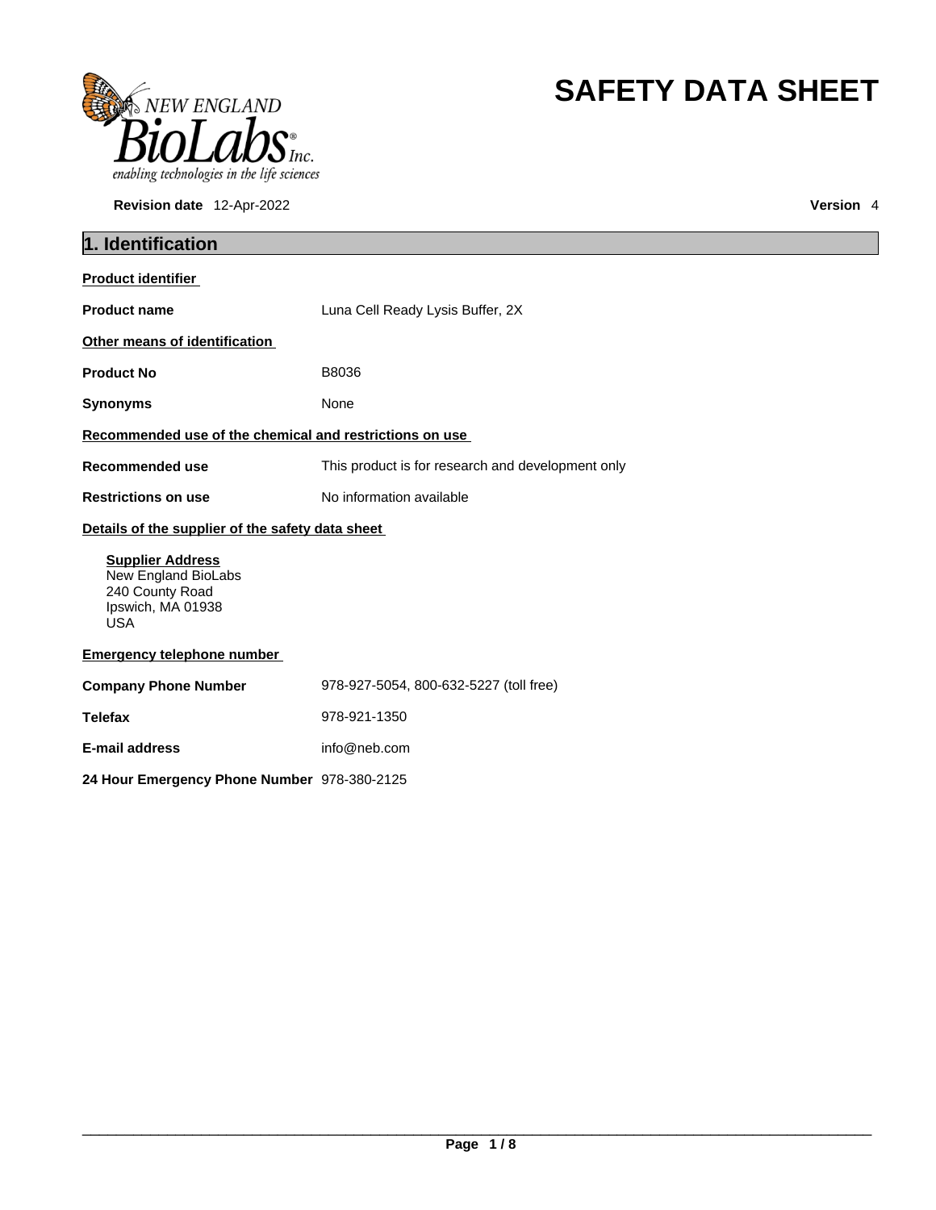# SAFETY DATA SHEET

**Revision date** 12-Apr-2022 **Version** 4

## 1. Identification

**Product identifier**

| | |
|---|---|
| **Product name** | Luna Cell Ready Lysis Buffer, 2X |

**Other means of identification**

| | |
|---|---|
| **Product No** | B8036 |
| **Synonyms** | None |

**Recommended use of the chemical and restrictions on use**

| | |
|---|---|
| **Recommended use** | This product is for research and development only |
| **Restrictions on use** | No information available |

**Details of the supplier of the safety data sheet**

**Supplier Address**
New England BioLabs
240 County Road
Ipswich, MA 01938
USA

**Emergency telephone number**

| | |
|---|---|
| **Company Phone Number** | 978-927-5054, 800-632-5227 (toll free) |
| **Telefax** | 978-921-1350 |
| **E-mail address** | info@neb.com |
| **24 Hour Emergency Phone Number** | 978-380-2125 |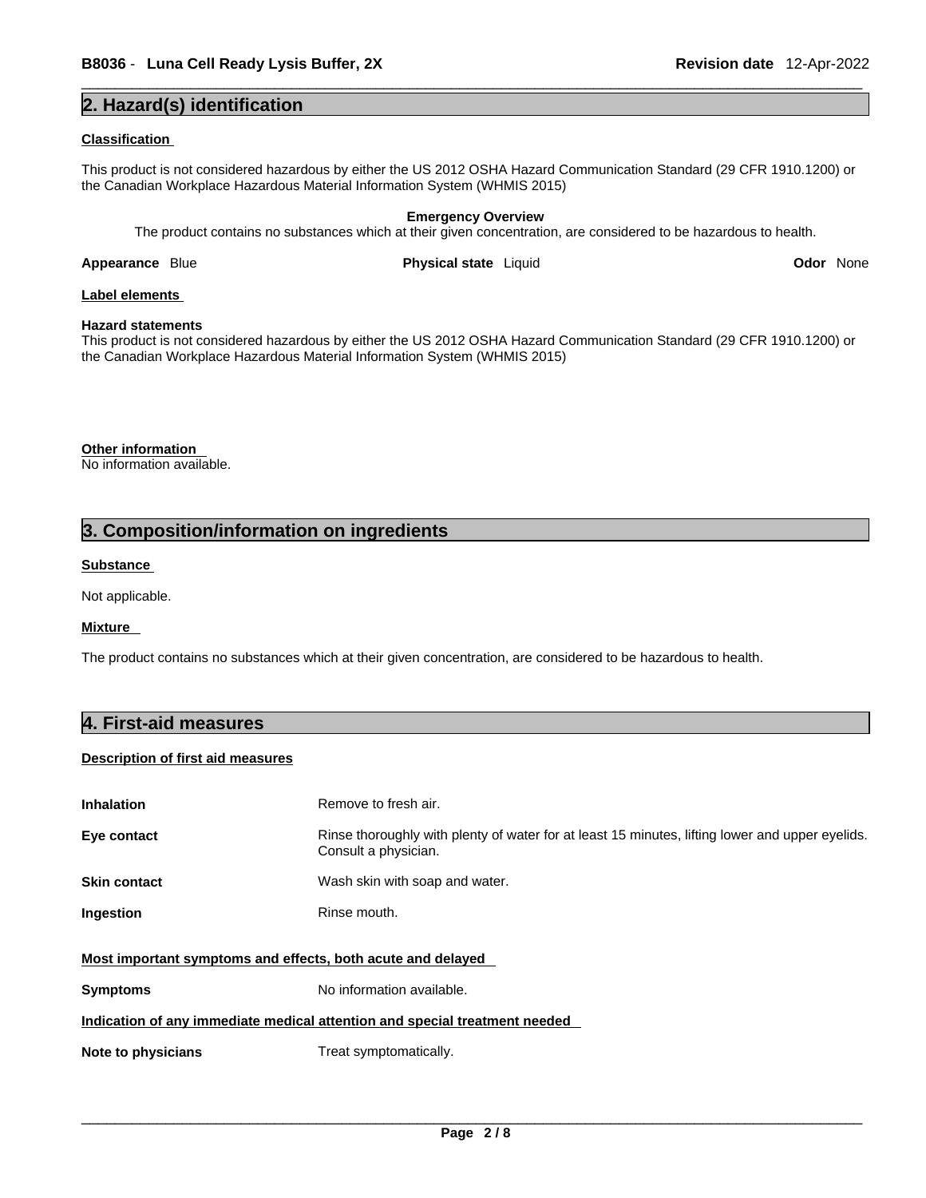## 2. Hazard(s) identification

**Classification**

This product is not considered hazardous by either the US 2012 OSHA Hazard Communication Standard (29 CFR 1910.1200) or the Canadian Workplace Hazardous Material Information System (WHMIS 2015)

**Emergency Overview**

The product contains no substances which at their given concentration, are considered to be hazardous to health.

**Appearance** Blue **Physical state** Liquid **Odor** None

**Label elements**

**Hazard statements**
This product is not considered hazardous by either the US 2012 OSHA Hazard Communication Standard (29 CFR 1910.1200) or the Canadian Workplace Hazardous Material Information System (WHMIS 2015)

**Other information**
No information available.

## 3. Composition/information on ingredients

**Substance**

Not applicable.

**Mixture**

The product contains no substances which at their given concentration, are considered to be hazardous to health.

## 4. First-aid measures

**Description of first aid measures**

| | |
|---|---|
| **Inhalation** | Remove to fresh air. |
| **Eye contact** | Rinse thoroughly with plenty of water for at least 15 minutes, lifting lower and upper eyelids. Consult a physician. |
| **Skin contact** | Wash skin with soap and water. |
| **Ingestion** | Rinse mouth. |

**Most important symptoms and effects, both acute and delayed**

| | |
|---|---|
| **Symptoms** | No information available. |

**Indication of any immediate medical attention and special treatment needed**

| | |
|---|---|
| **Note to physicians** | Treat symptomatically. |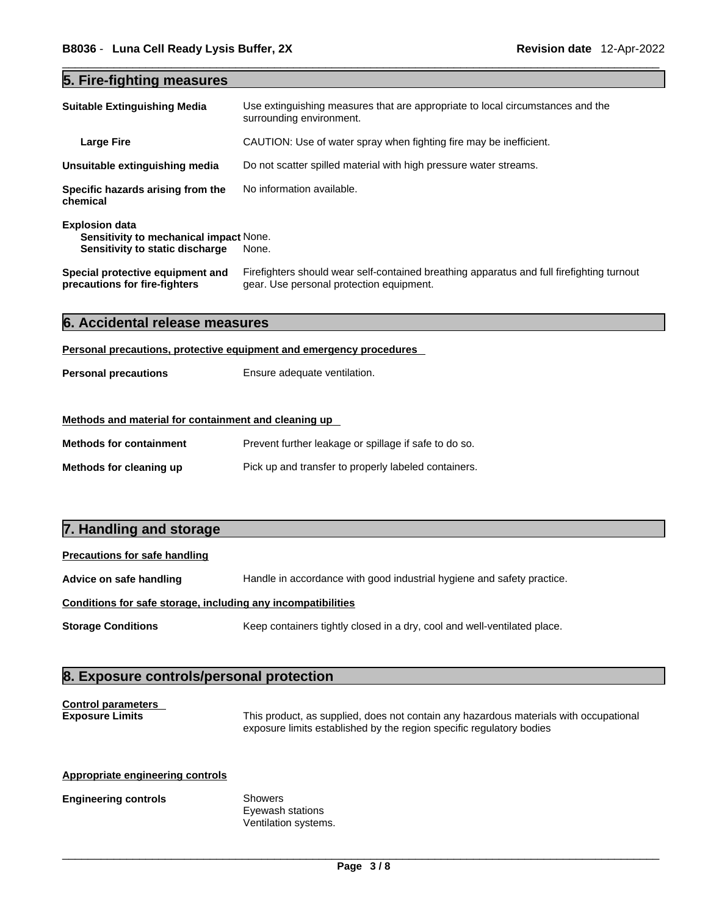## 5. Fire-fighting measures

| | |
|---|---|
| **Suitable Extinguishing Media** | Use extinguishing measures that are appropriate to local circumstances and the surrounding environment. |
| **Large Fire** | CAUTION: Use of water spray when fighting fire may be inefficient. |
| **Unsuitable extinguishing media** | Do not scatter spilled material with high pressure water streams. |
| **Specific hazards arising from the chemical** | No information available. |
| **Explosion data** | |
| **Sensitivity to mechanical impact** | None. |
| **Sensitivity to static discharge** | None. |
| **Special protective equipment and precautions for fire-fighters** | Firefighters should wear self-contained breathing apparatus and full firefighting turnout gear. Use personal protection equipment. |

## 6. Accidental release measures

**Personal precautions, protective equipment and emergency procedures**

**Personal precautions** Ensure adequate ventilation.

**Methods and material for containment and cleaning up**

**Methods for containment** Prevent further leakage or spillage if safe to do so.

**Methods for cleaning up** Pick up and transfer to properly labeled containers.

## 7. Handling and storage

**Precautions for safe handling**

**Advice on safe handling** Handle in accordance with good industrial hygiene and safety practice.

**Conditions for safe storage, including any incompatibilities**

**Storage Conditions** Keep containers tightly closed in a dry, cool and well-ventilated place.

## 8. Exposure controls/personal protection

**Control parameters**

**Exposure Limits** This product, as supplied, does not contain any hazardous materials with occupational exposure limits established by the region specific regulatory bodies

**Appropriate engineering controls**

**Engineering controls** Showers
Eyewash stations
Ventilation systems.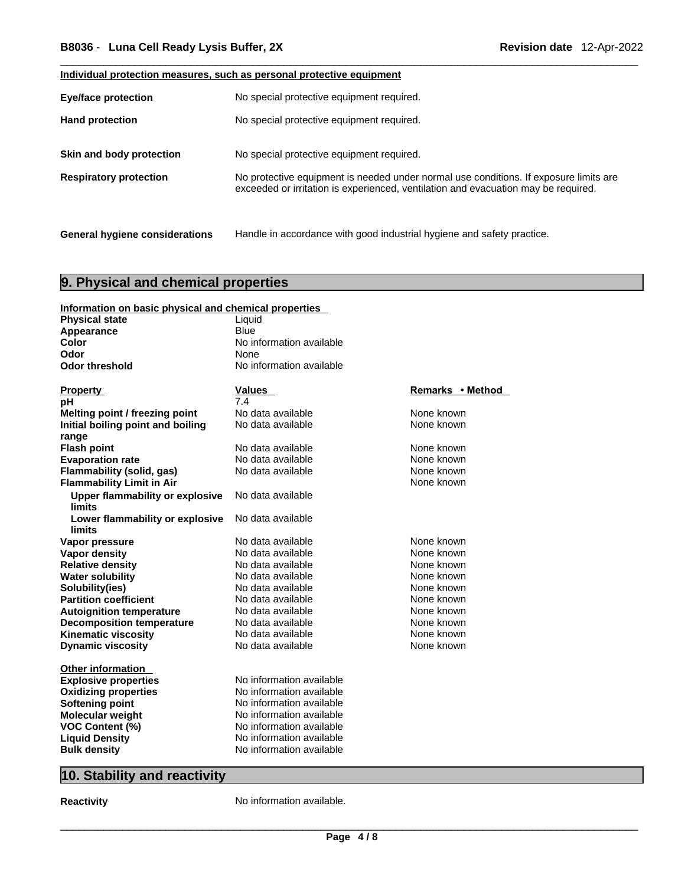**Individual protection measures, such as personal protective equipment**

| | |
|---|---|
| **Eye/face protection** | No special protective equipment required. |
| **Hand protection** | No special protective equipment required. |
| **Skin and body protection** | No special protective equipment required. |
| **Respiratory protection** | No protective equipment is needed under normal use conditions. If exposure limits are exceeded or irritation is experienced, ventilation and evacuation may be required. |
| **General hygiene considerations** | Handle in accordance with good industrial hygiene and safety practice. |

## 9. Physical and chemical properties

**Information on basic physical and chemical properties**

| | |
|---|---|
| **Physical state** | Liquid |
| **Appearance** | Blue |
| **Color** | No information available |
| **Odor** | None |
| **Odor threshold** | No information available |

| Property | Values | Remarks • Method |
|---|---|---|
| **pH** | 7.4 | |
| **Melting point / freezing point** | No data available | None known |
| **Initial boiling point and boiling range** | No data available | None known |
| **Flash point** | No data available | None known |
| **Evaporation rate** | No data available | None known |
| **Flammability (solid, gas)** | No data available | None known |
| **Flammability Limit in Air** | | None known |
| **Upper flammability or explosive limits** | No data available | |
| **Lower flammability or explosive limits** | No data available | |
| **Vapor pressure** | No data available | None known |
| **Vapor density** | No data available | None known |
| **Relative density** | No data available | None known |
| **Water solubility** | No data available | None known |
| **Solubility(ies)** | No data available | None known |
| **Partition coefficient** | No data available | None known |
| **Autoignition temperature** | No data available | None known |
| **Decomposition temperature** | No data available | None known |
| **Kinematic viscosity** | No data available | None known |
| **Dynamic viscosity** | No data available | None known |

**Other information**

| | |
|---|---|
| **Explosive properties** | No information available |
| **Oxidizing properties** | No information available |
| **Softening point** | No information available |
| **Molecular weight** | No information available |
| **VOC Content (%)** | No information available |
| **Liquid Density** | No information available |
| **Bulk density** | No information available |

## 10. Stability and reactivity

**Reactivity** No information available.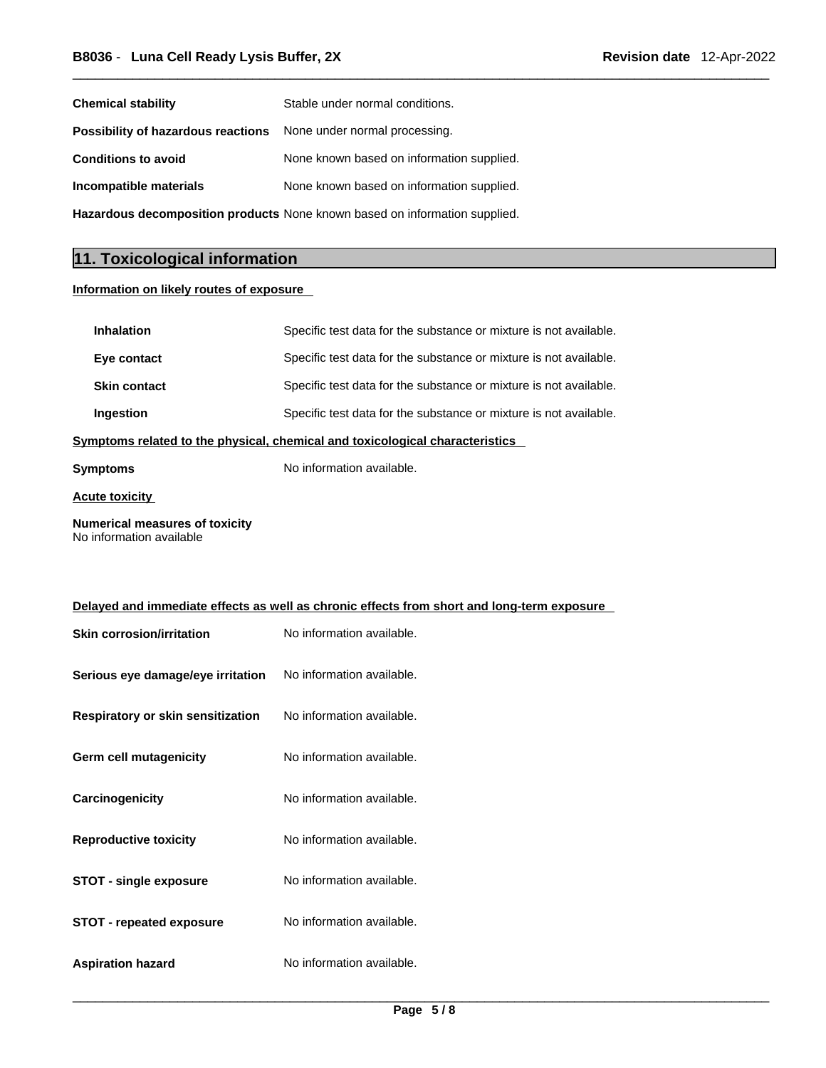| | |
|---|---|
| **Chemical stability** | Stable under normal conditions. |
| **Possibility of hazardous reactions** | None under normal processing. |
| **Conditions to avoid** | None known based on information supplied. |
| **Incompatible materials** | None known based on information supplied. |
| **Hazardous decomposition products** | None known based on information supplied. |

## 11. Toxicological information

**Information on likely routes of exposure**

| | |
|---|---|
| **Inhalation** | Specific test data for the substance or mixture is not available. |
| **Eye contact** | Specific test data for the substance or mixture is not available. |
| **Skin contact** | Specific test data for the substance or mixture is not available. |
| **Ingestion** | Specific test data for the substance or mixture is not available. |

**Symptoms related to the physical, chemical and toxicological characteristics**

**Symptoms** No information available.

**Acute toxicity**

**Numerical measures of toxicity**
No information available

**Delayed and immediate effects as well as chronic effects from short and long-term exposure**

| | |
|---|---|
| **Skin corrosion/irritation** | No information available. |
| **Serious eye damage/eye irritation** | No information available. |
| **Respiratory or skin sensitization** | No information available. |
| **Germ cell mutagenicity** | No information available. |
| **Carcinogenicity** | No information available. |
| **Reproductive toxicity** | No information available. |
| **STOT - single exposure** | No information available. |
| **STOT - repeated exposure** | No information available. |
| **Aspiration hazard** | No information available. |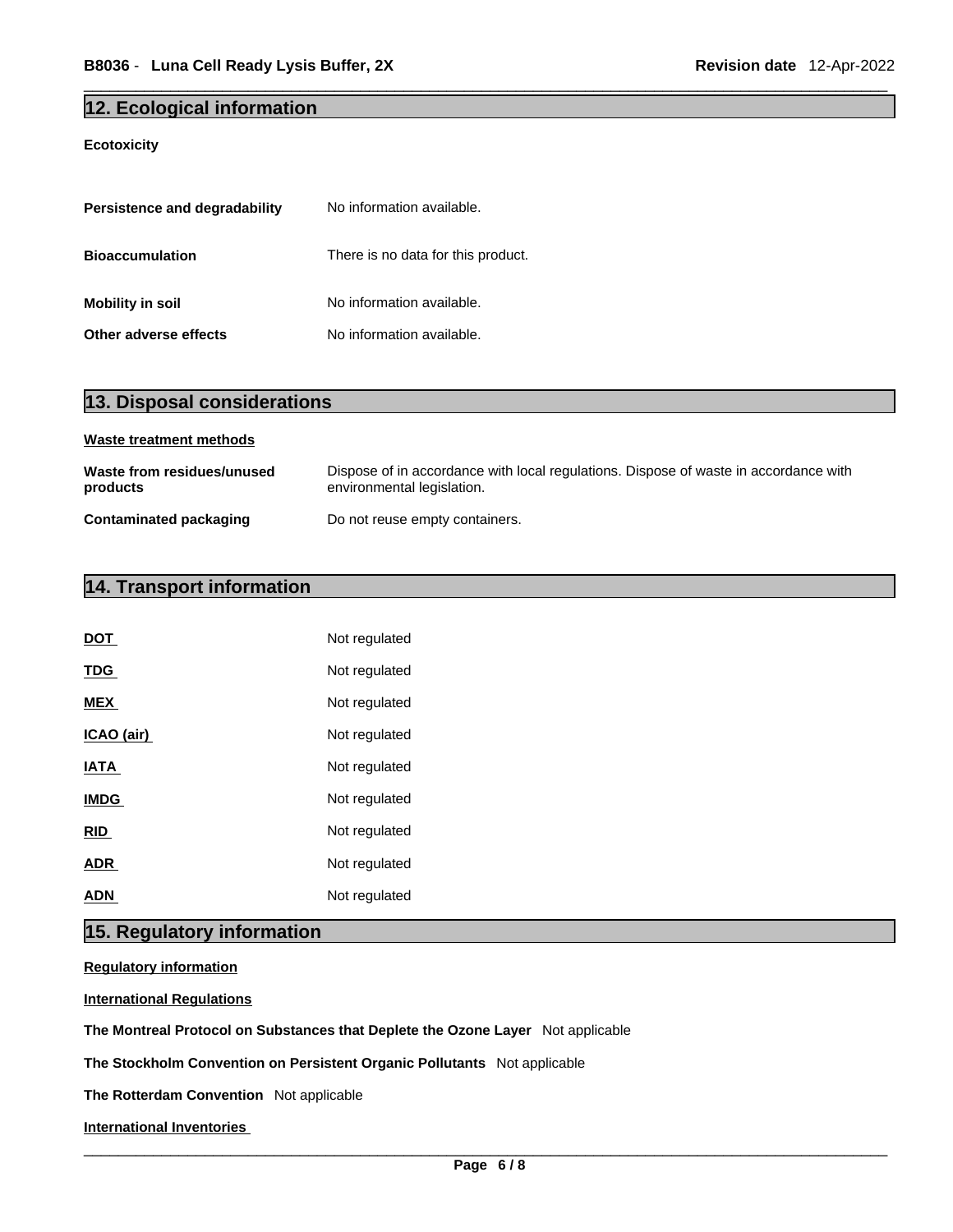## 12. Ecological information

**Ecotoxicity**

| | |
|---|---|
| **Persistence and degradability** | No information available. |
| **Bioaccumulation** | There is no data for this product. |
| **Mobility in soil** | No information available. |
| **Other adverse effects** | No information available. |

## 13. Disposal considerations

**Waste treatment methods**

| | |
|---|---|
| **Waste from residues/unused products** | Dispose of in accordance with local regulations. Dispose of waste in accordance with environmental legislation. |
| **Contaminated packaging** | Do not reuse empty containers. |

## 14. Transport information

| | |
|---|---|
| **DOT** | Not regulated |
| **TDG** | Not regulated |
| **MEX** | Not regulated |
| **ICAO (air)** | Not regulated |
| **IATA** | Not regulated |
| **IMDG** | Not regulated |
| **RID** | Not regulated |
| **ADR** | Not regulated |
| **ADN** | Not regulated |

## 15. Regulatory information

**Regulatory information**

**International Regulations**

**The Montreal Protocol on Substances that Deplete the Ozone Layer** Not applicable

**The Stockholm Convention on Persistent Organic Pollutants** Not applicable

**The Rotterdam Convention** Not applicable

**International Inventories**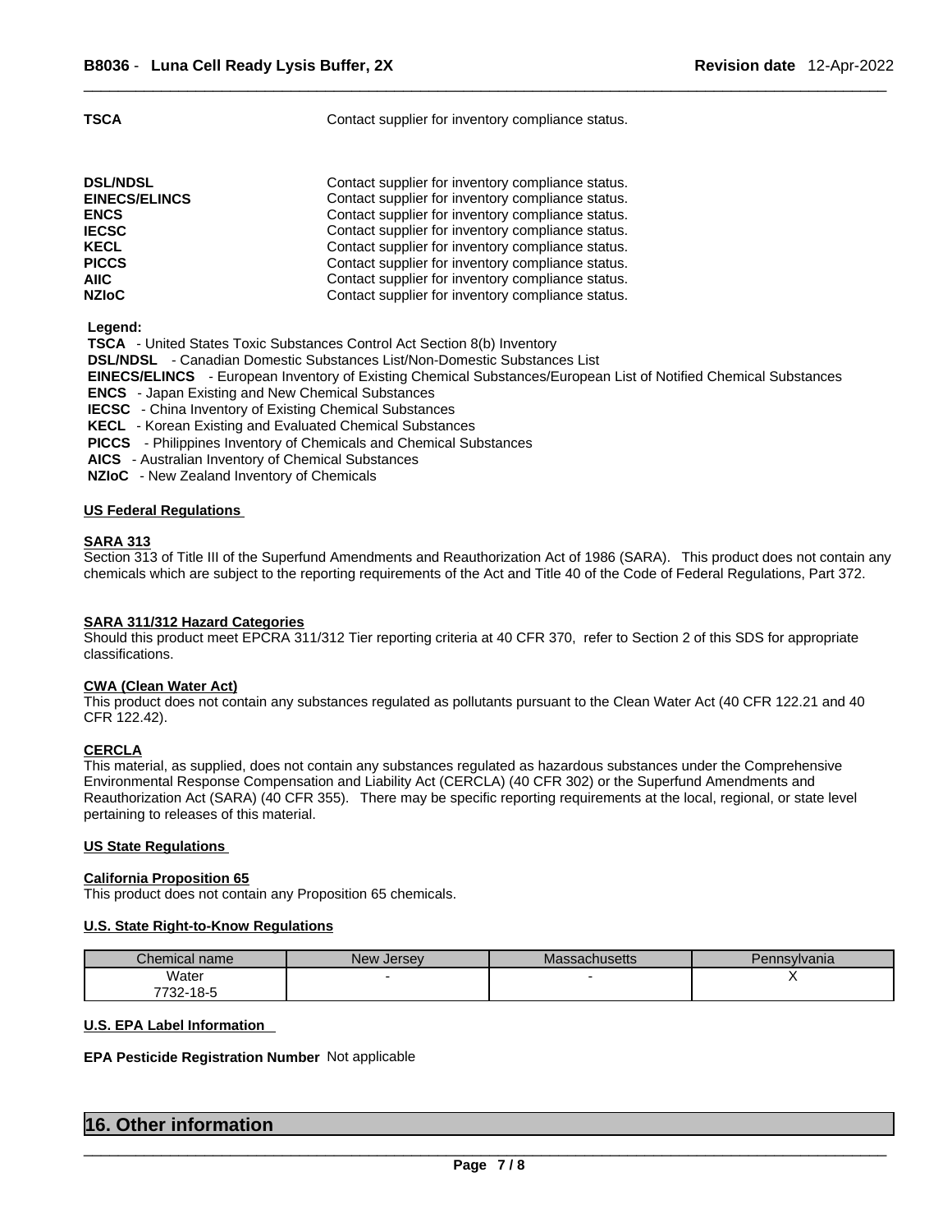**TSCA** Contact supplier for inventory compliance status.

| | |
|---|---|
| **DSL/NDSL** | Contact supplier for inventory compliance status. |
| **EINECS/ELINCS** | Contact supplier for inventory compliance status. |
| **ENCS** | Contact supplier for inventory compliance status. |
| **IECSC** | Contact supplier for inventory compliance status. |
| **KECL** | Contact supplier for inventory compliance status. |
| **PICCS** | Contact supplier for inventory compliance status. |
| **AIIC** | Contact supplier for inventory compliance status. |
| **NZIoC** | Contact supplier for inventory compliance status. |

**Legend:**

**TSCA** - United States Toxic Substances Control Act Section 8(b) Inventory
**DSL/NDSL** - Canadian Domestic Substances List/Non-Domestic Substances List
**EINECS/ELINCS** - European Inventory of Existing Chemical Substances/European List of Notified Chemical Substances
**ENCS** - Japan Existing and New Chemical Substances
**IECSC** - China Inventory of Existing Chemical Substances
**KECL** - Korean Existing and Evaluated Chemical Substances
**PICCS** - Philippines Inventory of Chemicals and Chemical Substances
**AICS** - Australian Inventory of Chemical Substances
**NZIoC** - New Zealand Inventory of Chemicals

### US Federal Regulations

**SARA 313**

Section 313 of Title III of the Superfund Amendments and Reauthorization Act of 1986 (SARA). This product does not contain any chemicals which are subject to the reporting requirements of the Act and Title 40 of the Code of Federal Regulations, Part 372.

**SARA 311/312 Hazard Categories**

Should this product meet EPCRA 311/312 Tier reporting criteria at 40 CFR 370, refer to Section 2 of this SDS for appropriate classifications.

**CWA (Clean Water Act)**

This product does not contain any substances regulated as pollutants pursuant to the Clean Water Act (40 CFR 122.21 and 40 CFR 122.42).

**CERCLA**

This material, as supplied, does not contain any substances regulated as hazardous substances under the Comprehensive Environmental Response Compensation and Liability Act (CERCLA) (40 CFR 302) or the Superfund Amendments and Reauthorization Act (SARA) (40 CFR 355). There may be specific reporting requirements at the local, regional, or state level pertaining to releases of this material.

### US State Regulations

**California Proposition 65**

This product does not contain any Proposition 65 chemicals.

**U.S. State Right-to-Know Regulations**

| Chemical name | New Jersey | Massachusetts | Pennsylvania |
|---|---|---|---|
| Water<br>7732-18-5 | - | - | X |

**U.S. EPA Label Information**

**EPA Pesticide Registration Number** Not applicable

## 16. Other information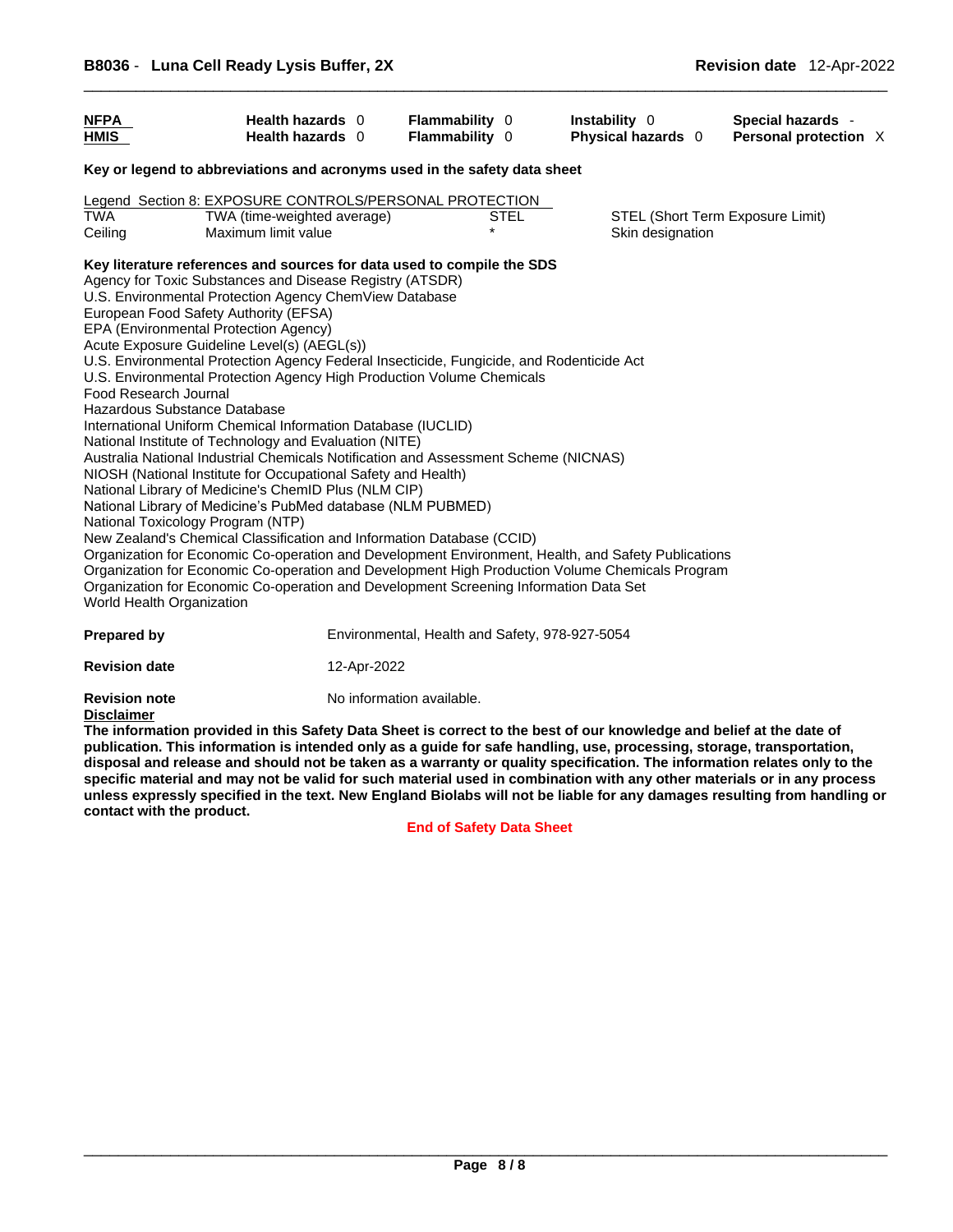| | | | | |
|---|---|---|---|---|
| **NFPA** | **Health hazards** 0 | **Flammability** 0 | **Instability** 0 | **Special hazards** - |
| **HMIS** | **Health hazards** 0 | **Flammability** 0 | **Physical hazards** 0 | **Personal protection** X |

**Key or legend to abbreviations and acronyms used in the safety data sheet**

Legend Section 8: EXPOSURE CONTROLS/PERSONAL PROTECTION

| | | | |
|---|---|---|---|
| TWA | TWA (time-weighted average) | STEL | STEL (Short Term Exposure Limit) |
| Ceiling | Maximum limit value | * | Skin designation |

**Key literature references and sources for data used to compile the SDS**

Agency for Toxic Substances and Disease Registry (ATSDR)
U.S. Environmental Protection Agency ChemView Database
European Food Safety Authority (EFSA)
EPA (Environmental Protection Agency)
Acute Exposure Guideline Level(s) (AEGL(s))
U.S. Environmental Protection Agency Federal Insecticide, Fungicide, and Rodenticide Act
U.S. Environmental Protection Agency High Production Volume Chemicals
Food Research Journal
Hazardous Substance Database
International Uniform Chemical Information Database (IUCLID)
National Institute of Technology and Evaluation (NITE)
Australia National Industrial Chemicals Notification and Assessment Scheme (NICNAS)
NIOSH (National Institute for Occupational Safety and Health)
National Library of Medicine's ChemID Plus (NLM CIP)
National Library of Medicine's PubMed database (NLM PUBMED)
National Toxicology Program (NTP)
New Zealand's Chemical Classification and Information Database (CCID)
Organization for Economic Co-operation and Development Environment, Health, and Safety Publications
Organization for Economic Co-operation and Development High Production Volume Chemicals Program
Organization for Economic Co-operation and Development Screening Information Data Set
World Health Organization

**Prepared by** Environmental, Health and Safety, 978-927-5054

**Revision date** 12-Apr-2022

**Revision note** No information available.

**Disclaimer**

**The information provided in this Safety Data Sheet is correct to the best of our knowledge and belief at the date of publication. This information is intended only as a guide for safe handling, use, processing, storage, transportation, disposal and release and should not be taken as a warranty or quality specification. The information relates only to the specific material and may not be valid for such material used in combination with any other materials or in any process unless expressly specified in the text. New England Biolabs will not be liable for any damages resulting from handling or contact with the product.**

**End of Safety Data Sheet**